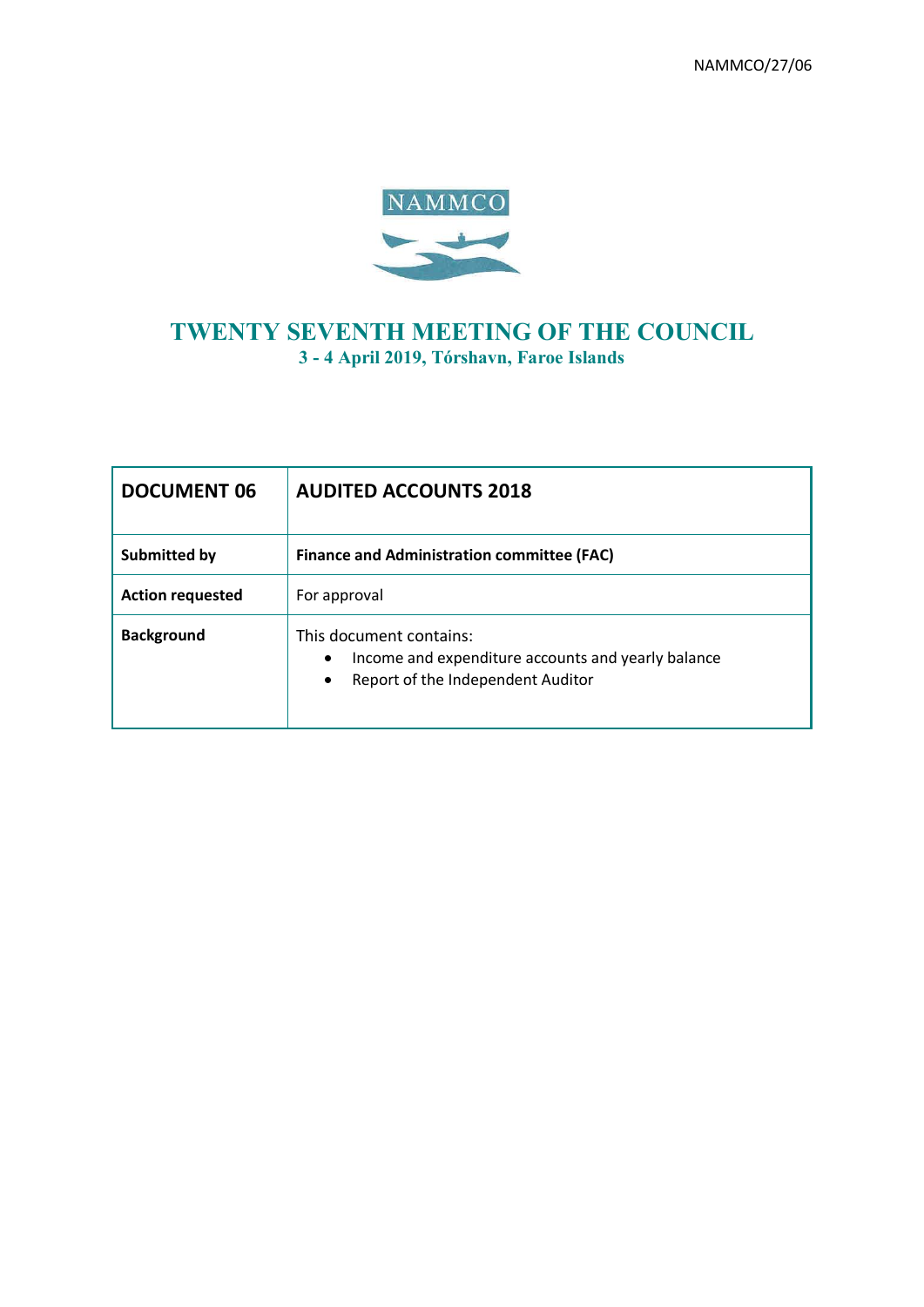NAMMCO/27/06

NAMMCO

# TWENTY SEVENTH MEETING OF THE COUNCIL

**3 - 4 April 2019, Tórshavn, Faroe Islands**

| **DOCUMENT 06** | **AUDITED ACCOUNTS 2018** |
|---|---|
| **Submitted by** | **Finance and Administration committee (FAC)** |
| **Action requested** | For approval |
| **Background** | This document contains:<br>• Income and expenditure accounts and yearly balance<br>• Report of the Independent Auditor |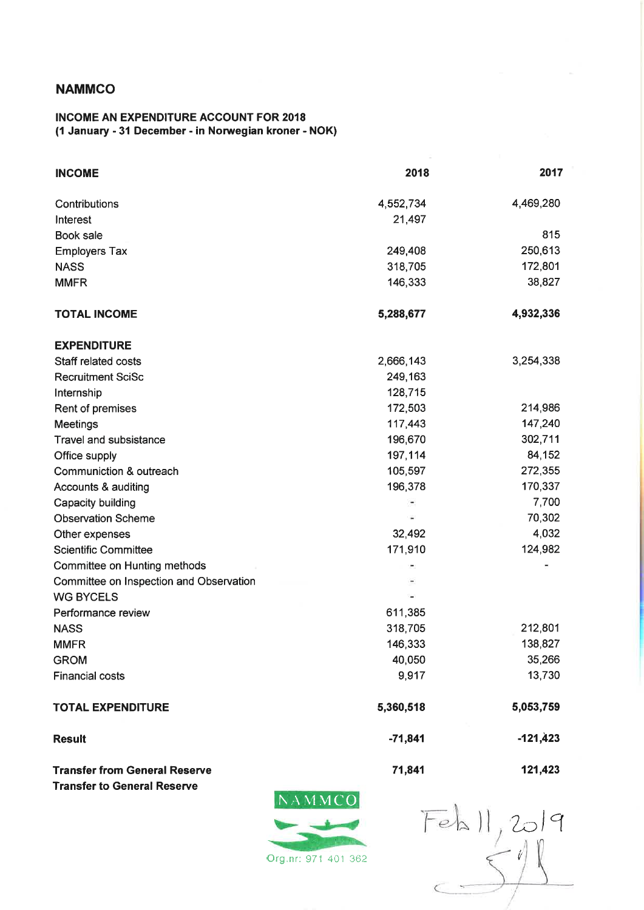## NAMMCO

### INCOME AN EXPENDITURE ACCOUNT FOR 2018
**(1 January - 31 December - in Norwegian kroner - NOK)**

| INCOME | 2018 | 2017 |
|---|---|---|
| Contributions | 4,552,734 | 4,469,280 |
| Interest | 21,497 | |
| Book sale | | 815 |
| Employers Tax | 249,408 | 250,613 |
| NASS | 318,705 | 172,801 |
| MMFR | 146,333 | 38,827 |
| **TOTAL INCOME** | **5,288,677** | **4,932,336** |
| **EXPENDITURE** | | |
| Staff related costs | 2,666,143 | 3,254,338 |
| Recruitment SciSc | 249,163 | |
| Internship | 128,715 | |
| Rent of premises | 172,503 | 214,986 |
| Meetings | 117,443 | 147,240 |
| Travel and subsistance | 196,670 | 302,711 |
| Office supply | 197,114 | 84,152 |
| Communiction & outreach | 105,597 | 272,355 |
| Accounts & auditing | 196,378 | 170,337 |
| Capacity building | - | 7,700 |
| Observation Scheme | - | 70,302 |
| Other expenses | 32,492 | 4,032 |
| Scientific Committee | 171,910 | 124,982 |
| Committee on Hunting methods | - | - |
| Committee on Inspection and Observation | - | |
| WG BYCELS | - | |
| Performance review | 611,385 | |
| NASS | 318,705 | 212,801 |
| MMFR | 146,333 | 138,827 |
| GROM | 40,050 | 35,266 |
| Financial costs | 9,917 | 13,730 |
| **TOTAL EXPENDITURE** | **5,360,518** | **5,053,759** |
| **Result** | **-71,841** | **-121,423** |
| **Transfer from General Reserve** | **71,841** | **121,423** |
| **Transfer to General Reserve** | | |

NAMMCO
Org.nr: 971 401 362

Feb 11, 2019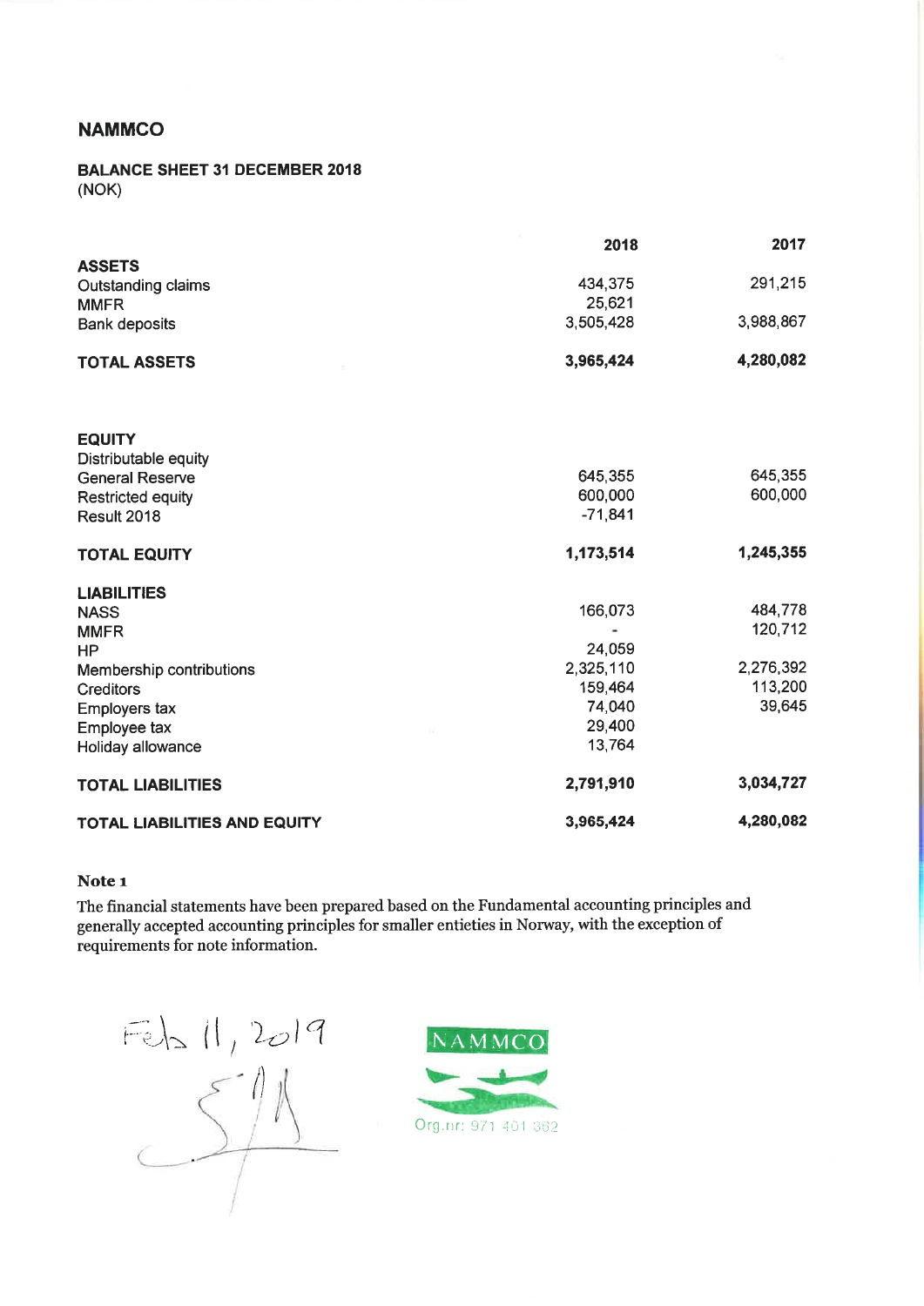# NAMMCO

## BALANCE SHEET 31 DECEMBER 2018

(NOK)

| | 2018 | 2017 |
|---|---|---|
| **ASSETS** | | |
| Outstanding claims | 434,375 | 291,215 |
| MMFR | 25,621 | |
| Bank deposits | 3,505,428 | 3,988,867 |
| **TOTAL ASSETS** | **3,965,424** | **4,280,082** |
| | | |
| **EQUITY** | | |
| Distributable equity | | |
| General Reserve | 645,355 | 645,355 |
| Restricted equity | 600,000 | 600,000 |
| Result 2018 | -71,841 | |
| **TOTAL EQUITY** | **1,173,514** | **1,245,355** |
| | | |
| **LIABILITIES** | | |
| NASS | 166,073 | 484,778 |
| MMFR | - | 120,712 |
| HP | 24,059 | |
| Membership contributions | 2,325,110 | 2,276,392 |
| Creditors | 159,464 | 113,200 |
| Employers tax | 74,040 | 39,645 |
| Employee tax | 29,400 | |
| Holiday allowance | 13,764 | |
| **TOTAL LIABILITIES** | **2,791,910** | **3,034,727** |
| **TOTAL LIABILITIES AND EQUITY** | **3,965,424** | **4,280,082** |

**Note 1**

The financial statements have been prepared based on the Fundamental accounting principles and generally accepted accounting principles for smaller entieties in Norway, with the exception of requirements for note information.

Feb 11, 2019

NAMMCO

Org.nr: 971 401 382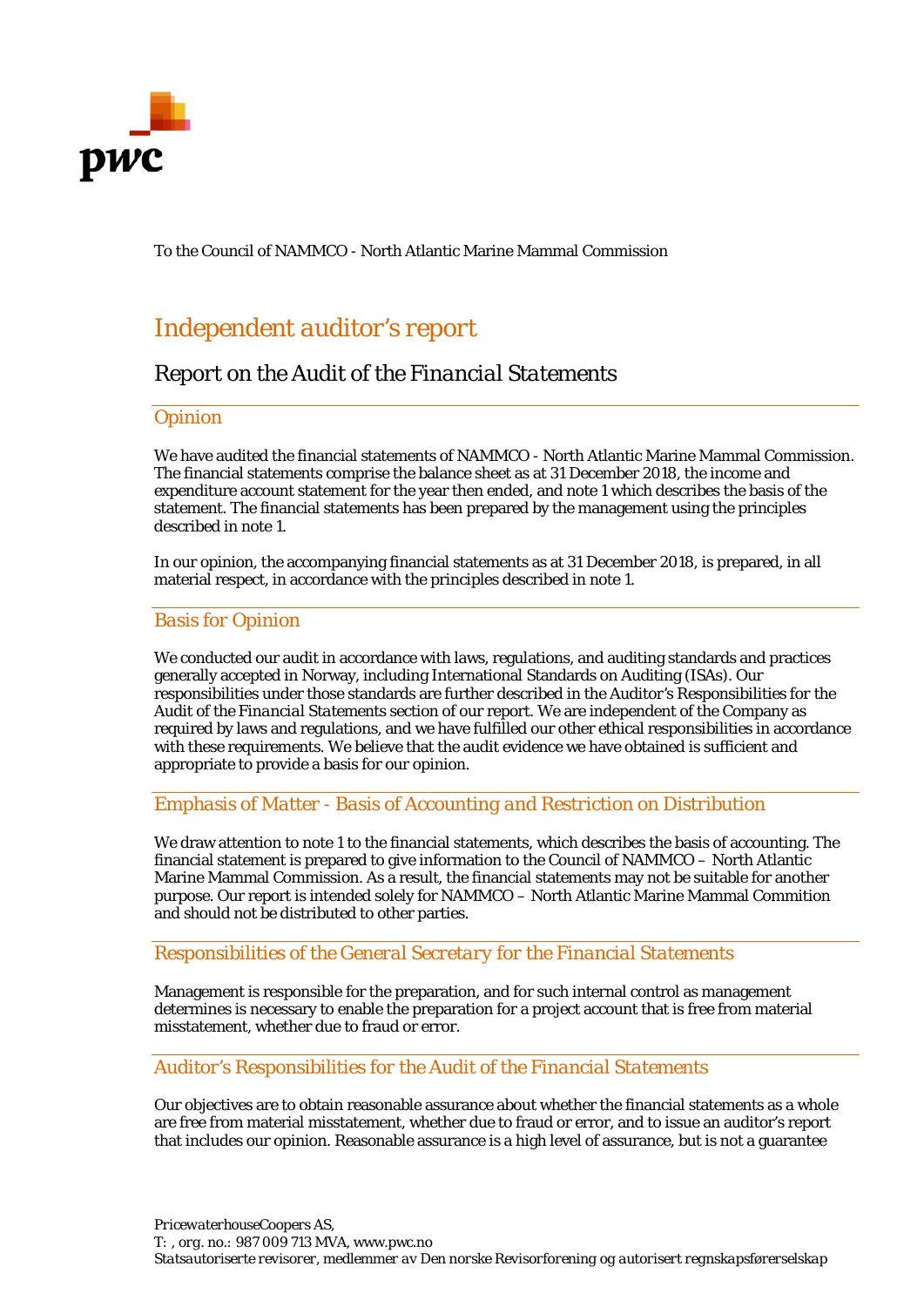To the Council of NAMMCO - North Atlantic Marine Mammal Commission

# Independent auditor's report

## Report on the Audit of the Financial Statements

### Opinion

We have audited the financial statements of NAMMCO - North Atlantic Marine Mammal Commission. The financial statements comprise the balance sheet as at 31 December 2018, the income and expenditure account statement for the year then ended, and note 1 which describes the basis of the statement. The financial statements has been prepared by the management using the principles described in note 1.

In our opinion, the accompanying financial statements as at 31 December 2018, is prepared, in all material respect, in accordance with the principles described in note 1.

### Basis for Opinion

We conducted our audit in accordance with laws, regulations, and auditing standards and practices generally accepted in Norway, including International Standards on Auditing (ISAs). Our responsibilities under those standards are further described in the Auditor's Responsibilities for the Audit of the Financial Statements section of our report. We are independent of the Company as required by laws and regulations, and we have fulfilled our other ethical responsibilities in accordance with these requirements. We believe that the audit evidence we have obtained is sufficient and appropriate to provide a basis for our opinion.

### Emphasis of Matter - Basis of Accounting and Restriction on Distribution

We draw attention to note 1 to the financial statements, which describes the basis of accounting. The financial statement is prepared to give information to the Council of NAMMCO – North Atlantic Marine Mammal Commission. As a result, the financial statements may not be suitable for another purpose. Our report is intended solely for NAMMCO – North Atlantic Marine Mammal Commition and should not be distributed to other parties.

### Responsibilities of the General Secretary for the Financial Statements

Management is responsible for the preparation, and for such internal control as management determines is necessary to enable the preparation for a project account that is free from material misstatement, whether due to fraud or error.

### Auditor's Responsibilities for the Audit of the Financial Statements

Our objectives are to obtain reasonable assurance about whether the financial statements as a whole are free from material misstatement, whether due to fraud or error, and to issue an auditor's report that includes our opinion. Reasonable assurance is a high level of assurance, but is not a guarantee

PricewaterhouseCoopers AS,
T: , org. no.: 987 009 713 MVA, www.pwc.no
*Statsautoriserte revisorer, medlemmer av Den norske Revisorforening og autorisert regnskapsførerselskap*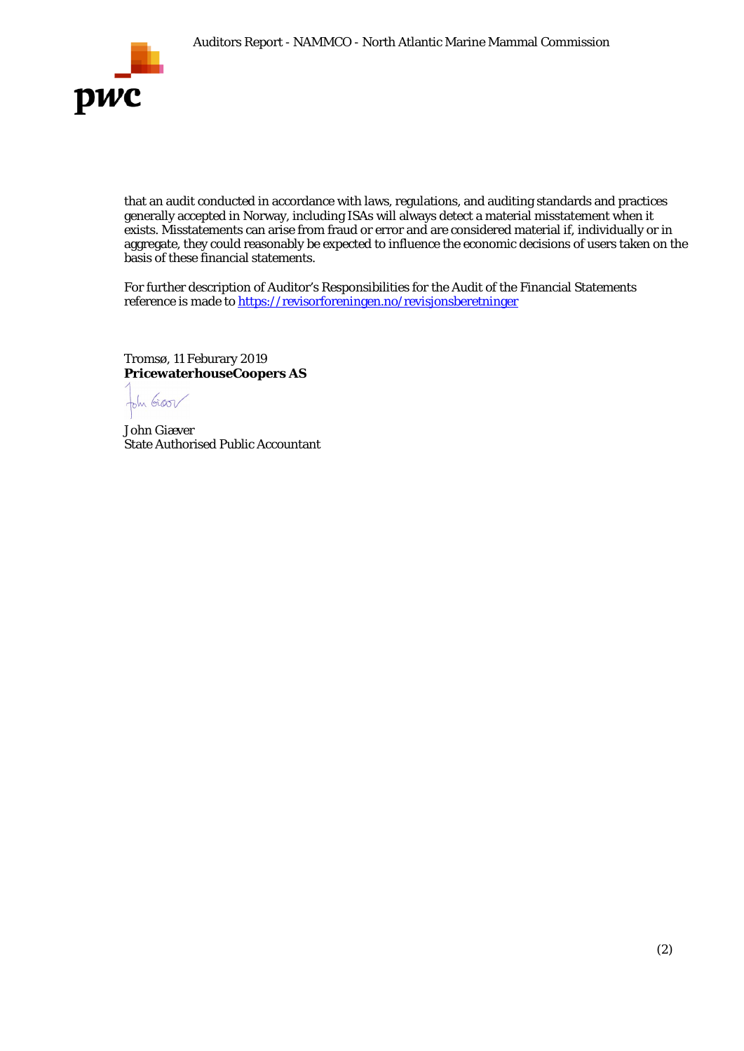that an audit conducted in accordance with laws, regulations, and auditing standards and practices generally accepted in Norway, including ISAs will always detect a material misstatement when it exists. Misstatements can arise from fraud or error and are considered material if, individually or in aggregate, they could reasonably be expected to influence the economic decisions of users taken on the basis of these financial statements.

For further description of Auditor's Responsibilities for the Audit of the Financial Statements reference is made to https://revisorforeningen.no/revisjonsberetninger

Tromsø, 11 Feburary 2019
**PricewaterhouseCoopers AS**

John Giæver
State Authorised Public Accountant